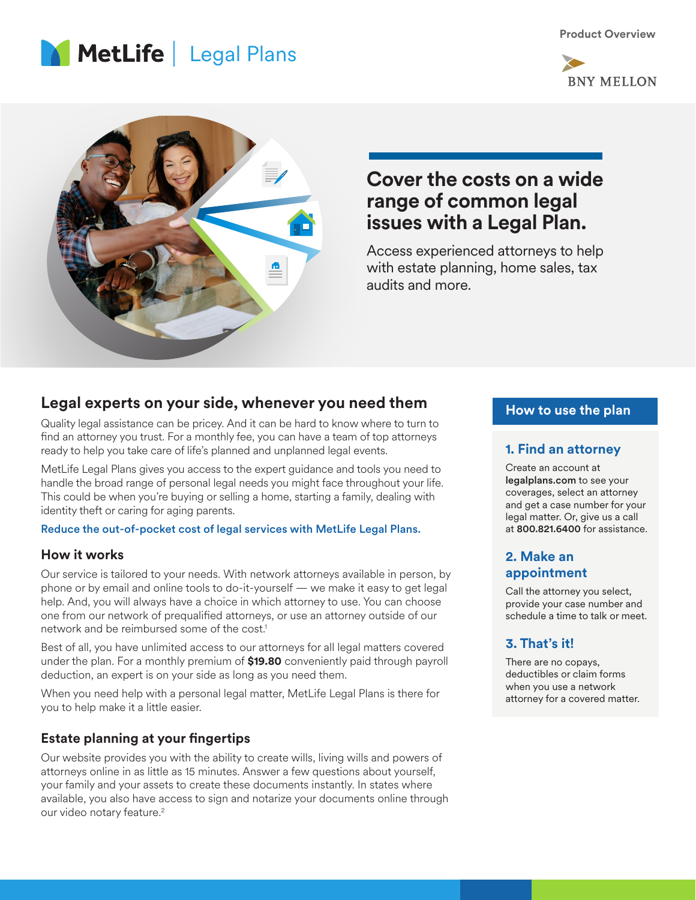# MetLife | Legal Plans

Product Overview

BNY MELLON

## Cover the costs on a wide range of common legal issues with a Legal Plan.

Access experienced attorneys to help with estate planning, home sales, tax audits and more.

## Legal experts on your side, whenever you need them

Quality legal assistance can be pricey. And it can be hard to know where to turn to find an attorney you trust. For a monthly fee, you can have a team of top attorneys ready to help you take care of life's planned and unplanned legal events.

MetLife Legal Plans gives you access to the expert guidance and tools you need to handle the broad range of personal legal needs you might face throughout your life. This could be when you're buying or selling a home, starting a family, dealing with identity theft or caring for aging parents.

Reduce the out-of-pocket cost of legal services with MetLife Legal Plans.

### How it works

Our service is tailored to your needs. With network attorneys available in person, by phone or by email and online tools to do-it-yourself — we make it easy to get legal help. And, you will always have a choice in which attorney to use. You can choose one from our network of prequalified attorneys, or use an attorney outside of our network and be reimbursed some of the cost.[1]

Best of all, you have unlimited access to our attorneys for all legal matters covered under the plan. For a monthly premium of **$19.80** conveniently paid through payroll deduction, an expert is on your side as long as you need them.

When you need help with a personal legal matter, MetLife Legal Plans is there for you to help make it a little easier.

### Estate planning at your fingertips

Our website provides you with the ability to create wills, living wills and powers of attorneys online in as little as 15 minutes. Answer a few questions about yourself, your family and your assets to create these documents instantly. In states where available, you also have access to sign and notarize your documents online through our video notary feature.[2]

## How to use the plan

### 1. Find an attorney

Create an account at **legalplans.com** to see your coverages, select an attorney and get a case number for your legal matter. Or, give us a call at **800.821.6400** for assistance.

### 2. Make an appointment

Call the attorney you select, provide your case number and schedule a time to talk or meet.

### 3. That's it!

There are no copays, deductibles or claim forms when you use a network attorney for a covered matter.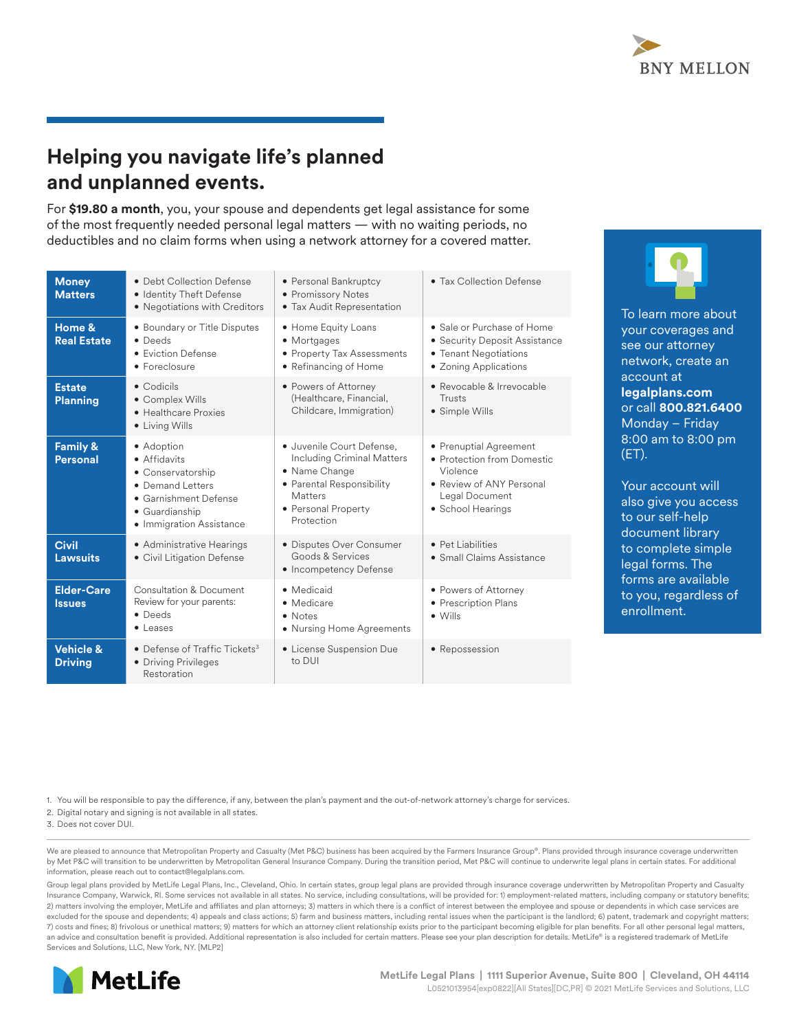BNY MELLON

## Helping you navigate life's planned and unplanned events.

For **$19.80 a month**, you, your spouse and dependents get legal assistance for some of the most frequently needed personal legal matters — with no waiting periods, no deductibles and no claim forms when using a network attorney for a covered matter.

| | | | |
|---|---|---|---|
| **Money Matters** | • Debt Collection Defense<br>• Identity Theft Defense<br>• Negotiations with Creditors | • Personal Bankruptcy<br>• Promissory Notes<br>• Tax Audit Representation | • Tax Collection Defense |
| **Home & Real Estate** | • Boundary or Title Disputes<br>• Deeds<br>• Eviction Defense<br>• Foreclosure | • Home Equity Loans<br>• Mortgages<br>• Property Tax Assessments<br>• Refinancing of Home | • Sale or Purchase of Home<br>• Security Deposit Assistance<br>• Tenant Negotiations<br>• Zoning Applications |
| **Estate Planning** | • Codicils<br>• Complex Wills<br>• Healthcare Proxies<br>• Living Wills | • Powers of Attorney (Healthcare, Financial, Childcare, Immigration) | • Revocable & Irrevocable Trusts<br>• Simple Wills |
| **Family & Personal** | • Adoption<br>• Affidavits<br>• Conservatorship<br>• Demand Letters<br>• Garnishment Defense<br>• Guardianship<br>• Immigration Assistance | • Juvenile Court Defense, Including Criminal Matters<br>• Name Change<br>• Parental Responsibility Matters<br>• Personal Property Protection | • Prenuptial Agreement<br>• Protection from Domestic Violence<br>• Review of ANY Personal Legal Document<br>• School Hearings |
| **Civil Lawsuits** | • Administrative Hearings<br>• Civil Litigation Defense | • Disputes Over Consumer Goods & Services<br>• Incompetency Defense | • Pet Liabilities<br>• Small Claims Assistance |
| **Elder-Care Issues** | Consultation & Document Review for your parents:<br>• Deeds<br>• Leases | • Medicaid<br>• Medicare<br>• Notes<br>• Nursing Home Agreements | • Powers of Attorney<br>• Prescription Plans<br>• Wills |
| **Vehicle & Driving** | • Defense of Traffic Tickets[3]<br>• Driving Privileges Restoration | • License Suspension Due to DUI | • Repossession |

To learn more about your coverages and see our attorney network, create an account at **legalplans.com** or call **800.821.6400** Monday – Friday 8:00 am to 8:00 pm (ET).

Your account will also give you access to our self-help document library to complete simple legal forms. The forms are available to you, regardless of enrollment.

1. You will be responsible to pay the difference, if any, between the plan's payment and the out-of-network attorney's charge for services.
2. Digital notary and signing is not available in all states.
3. Does not cover DUI.

We are pleased to announce that Metropolitan Property and Casualty (Met P&C) business has been acquired by the Farmers Insurance Group®. Plans provided through insurance coverage underwritten by Met P&C will transition to be underwritten by Metropolitan General Insurance Company. During the transition period, Met P&C will continue to underwrite legal plans in certain states. For additional information, please reach out to contact@legalplans.com.

Group legal plans provided by MetLife Legal Plans, Inc., Cleveland, Ohio. In certain states, group legal plans are provided through insurance coverage underwritten by Metropolitan Property and Casualty Insurance Company, Warwick, RI. Some services not available in all states. No service, including consultations, will be provided for: 1) employment-related matters, including company or statutory benefits; 2) matters involving the employer, MetLife and affiliates and plan attorneys; 3) matters in which there is a conflict of interest between the employee and spouse or dependents in which case services are excluded for the spouse and dependents; 4) appeals and class actions; 5) farm and business matters, including rental issues when the participant is the landlord; 6) patent, trademark and copyright matters; 7) costs and fines; 8) frivolous or unethical matters; 9) matters for which an attorney client relationship exists prior to the participant becoming eligible for plan benefits. For all other personal legal matters, an advice and consultation benefit is provided. Additional representation is also included for certain matters. Please see your plan description for details. MetLife® is a registered trademark of MetLife Services and Solutions, LLC, New York, NY. [MLP2]

MetLife

MetLife Legal Plans | 1111 Superior Avenue, Suite 800 | Cleveland, OH 44114

L0521013954[exp0822][All States][DC,PR] © 2021 MetLife Services and Solutions, LLC